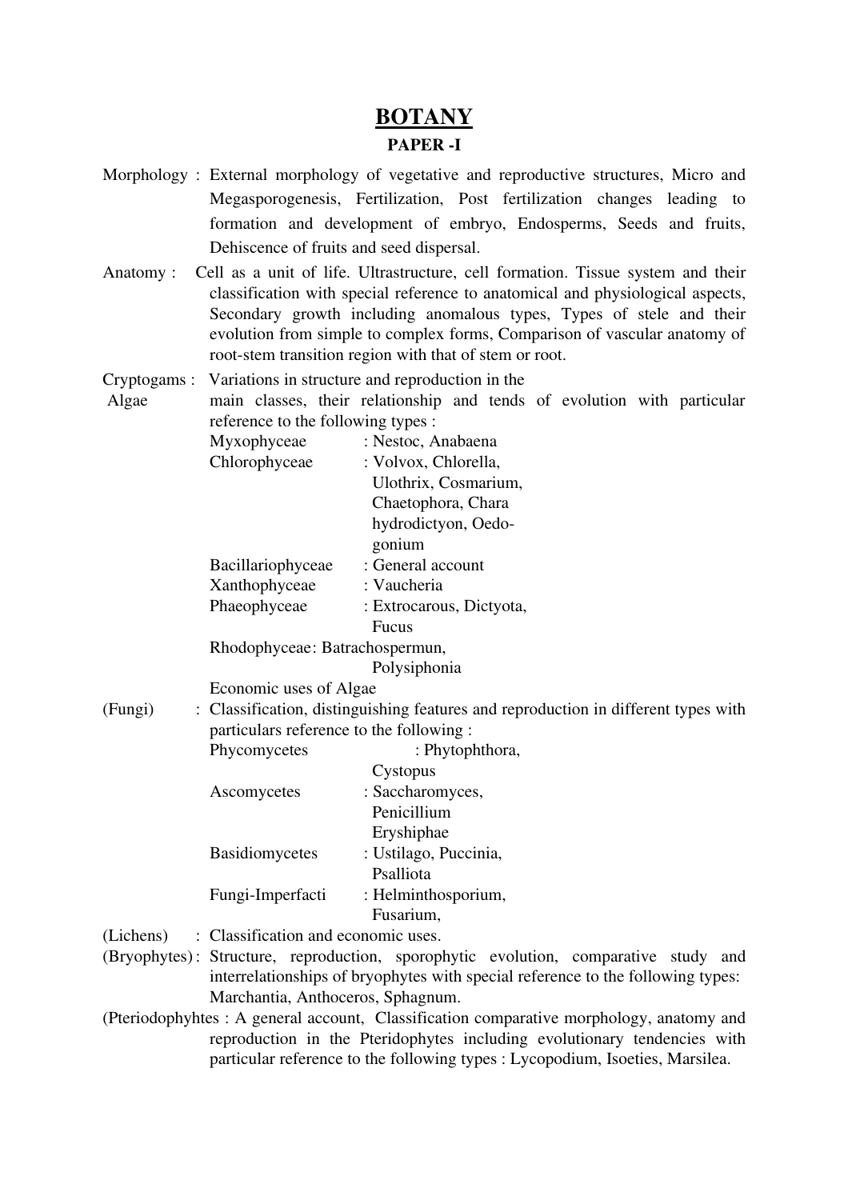# BOTANY

## PAPER -I

**Morphology :** External morphology of vegetative and reproductive structures, Micro and Megasporogenesis, Fertilization, Post fertilization changes leading to formation and development of embryo, Endosperms, Seeds and fruits, Dehiscence of fruits and seed dispersal.

**Anatomy :** Cell as a unit of life. Ultrastructure, cell formation. Tissue system and their classification with special reference to anatomical and physiological aspects, Secondary growth including anomalous types, Types of stele and their evolution from simple to complex forms, Comparison of vascular anatomy of root-stem transition region with that of stem or root.

**Cryptogams : Algae** Variations in structure and reproduction in the main classes, their relationship and tends of evolution with particular reference to the following types :

| | |
|---|---|
| Myxophyceae | : Nestoc, Anabaena |
| Chlorophyceae | : Volvox, Chlorella, Ulothrix, Cosmarium, Chaetophora, Chara hydrodictyon, Oedo-gonium |
| Bacillariophyceae | : General account |
| Xanthophyceae | : Vaucheria |
| Phaeophyceae | : Extrocarous, Dictyota, Fucus |
| Rhodophyceae | : Batrachospermun, Polysiphonia |

Economic uses of Algae

**(Fungi) :** Classification, distinguishing features and reproduction in different types with particulars reference to the following :

| | |
|---|---|
| Phycomycetes | : Phytophthora, Cystopus |
| Ascomycetes | : Saccharomyces, Penicillium Eryshiphae |
| Basidiomycetes | : Ustilago, Puccinia, Psalliota |
| Fungi-Imperfacti | : Helminthosporium, Fusarium, |

**(Lichens) :** Classification and economic uses.

**(Bryophytes) :** Structure, reproduction, sporophytic evolution, comparative study and interrelationships of bryophytes with special reference to the following types: Marchantia, Anthoceros, Sphagnum.

**(Pteriodophyhtes :** A general account, Classification comparative morphology, anatomy and reproduction in the Pteridophytes including evolutionary tendencies with particular reference to the following types : Lycopodium, Isoeties, Marsilea.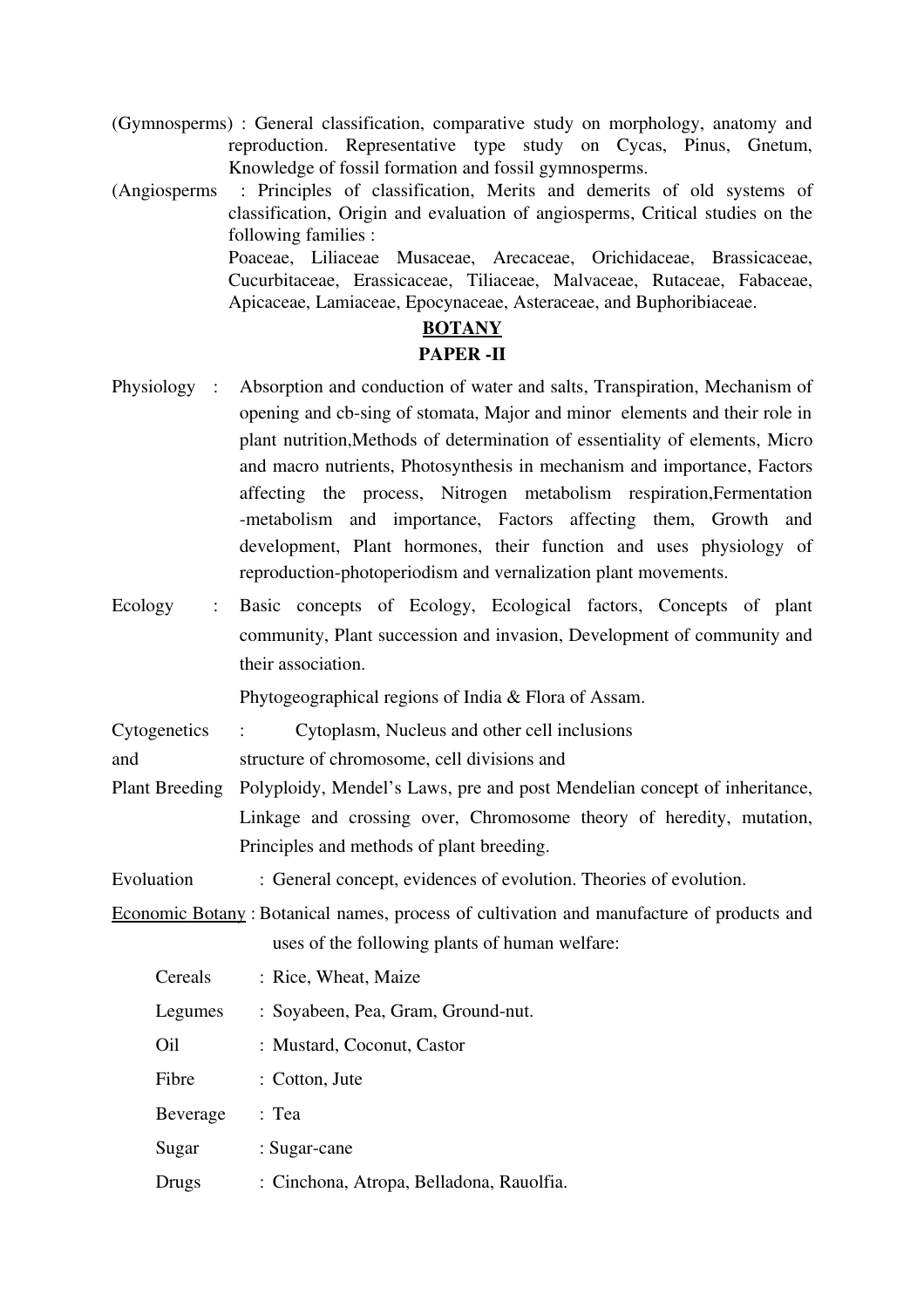(Gymnosperms) : General classification, comparative study on morphology, anatomy and reproduction. Representative type study on Cycas, Pinus, Gnetum, Knowledge of fossil formation and fossil gymnosperms.

(Angiosperms : Principles of classification, Merits and demerits of old systems of classification, Origin and evaluation of angiosperms, Critical studies on the following families :
Poaceae, Liliaceae Musaceae, Arecaceae, Orichidaceae, Brassicaceae, Cucurbitaceae, Erassicaceae, Tiliaceae, Malvaceae, Rutaceae, Fabaceae, Apicaceae, Lamiaceae, Epocynaceae, Asteraceae, and Buphoribiaceae.

## BOTANY

## PAPER -II

Physiology : Absorption and conduction of water and salts, Transpiration, Mechanism of opening and cb-sing of stomata, Major and minor elements and their role in plant nutrition,Methods of determination of essentiality of elements, Micro and macro nutrients, Photosynthesis in mechanism and importance, Factors affecting the process, Nitrogen metabolism respiration,Fermentation -metabolism and importance, Factors affecting them, Growth and development, Plant hormones, their function and uses physiology of reproduction-photoperiodism and vernalization plant movements.

Ecology : Basic concepts of Ecology, Ecological factors, Concepts of plant community, Plant succession and invasion, Development of community and their association.

Phytogeographical regions of India & Flora of Assam.

Cytogenetics and Plant Breeding : Cytoplasm, Nucleus and other cell inclusions structure of chromosome, cell divisions and Polyploidy, Mendel's Laws, pre and post Mendelian concept of inheritance, Linkage and crossing over, Chromosome theory of heredity, mutation, Principles and methods of plant breeding.

Evoluation : General concept, evidences of evolution. Theories of evolution.

Economic Botany : Botanical names, process of cultivation and manufacture of products and uses of the following plants of human welfare:

- Cereals : Rice, Wheat, Maize
- Legumes : Soyabeen, Pea, Gram, Ground-nut.
- Oil : Mustard, Coconut, Castor
- Fibre : Cotton, Jute
- Beverage : Tea
- Sugar : Sugar-cane
- Drugs : Cinchona, Atropa, Belladona, Rauolfia.